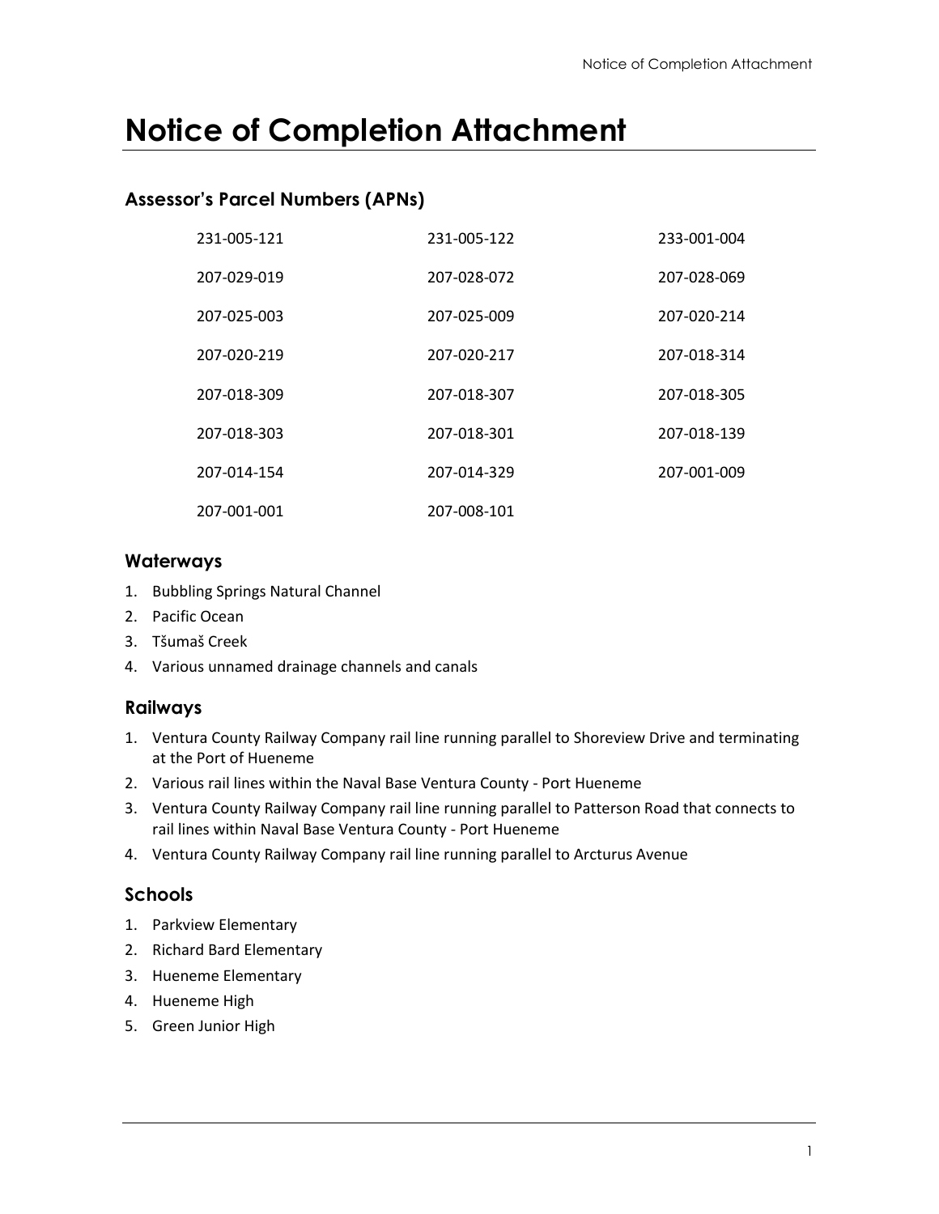# Notice of Completion Attachment

## Assessor's Parcel Numbers (APNs)

| | | |
|---|---|---|
| 231-005-121 | 231-005-122 | 233-001-004 |
| 207-029-019 | 207-028-072 | 207-028-069 |
| 207-025-003 | 207-025-009 | 207-020-214 |
| 207-020-219 | 207-020-217 | 207-018-314 |
| 207-018-309 | 207-018-307 | 207-018-305 |
| 207-018-303 | 207-018-301 | 207-018-139 |
| 207-014-154 | 207-014-329 | 207-001-009 |
| 207-001-001 | 207-008-101 | |

## Waterways

1. Bubbling Springs Natural Channel
2. Pacific Ocean
3. Tšumaš Creek
4. Various unnamed drainage channels and canals

## Railways

1. Ventura County Railway Company rail line running parallel to Shoreview Drive and terminating at the Port of Hueneme
2. Various rail lines within the Naval Base Ventura County - Port Hueneme
3. Ventura County Railway Company rail line running parallel to Patterson Road that connects to rail lines within Naval Base Ventura County - Port Hueneme
4. Ventura County Railway Company rail line running parallel to Arcturus Avenue

## Schools

1. Parkview Elementary
2. Richard Bard Elementary
3. Hueneme Elementary
4. Hueneme High
5. Green Junior High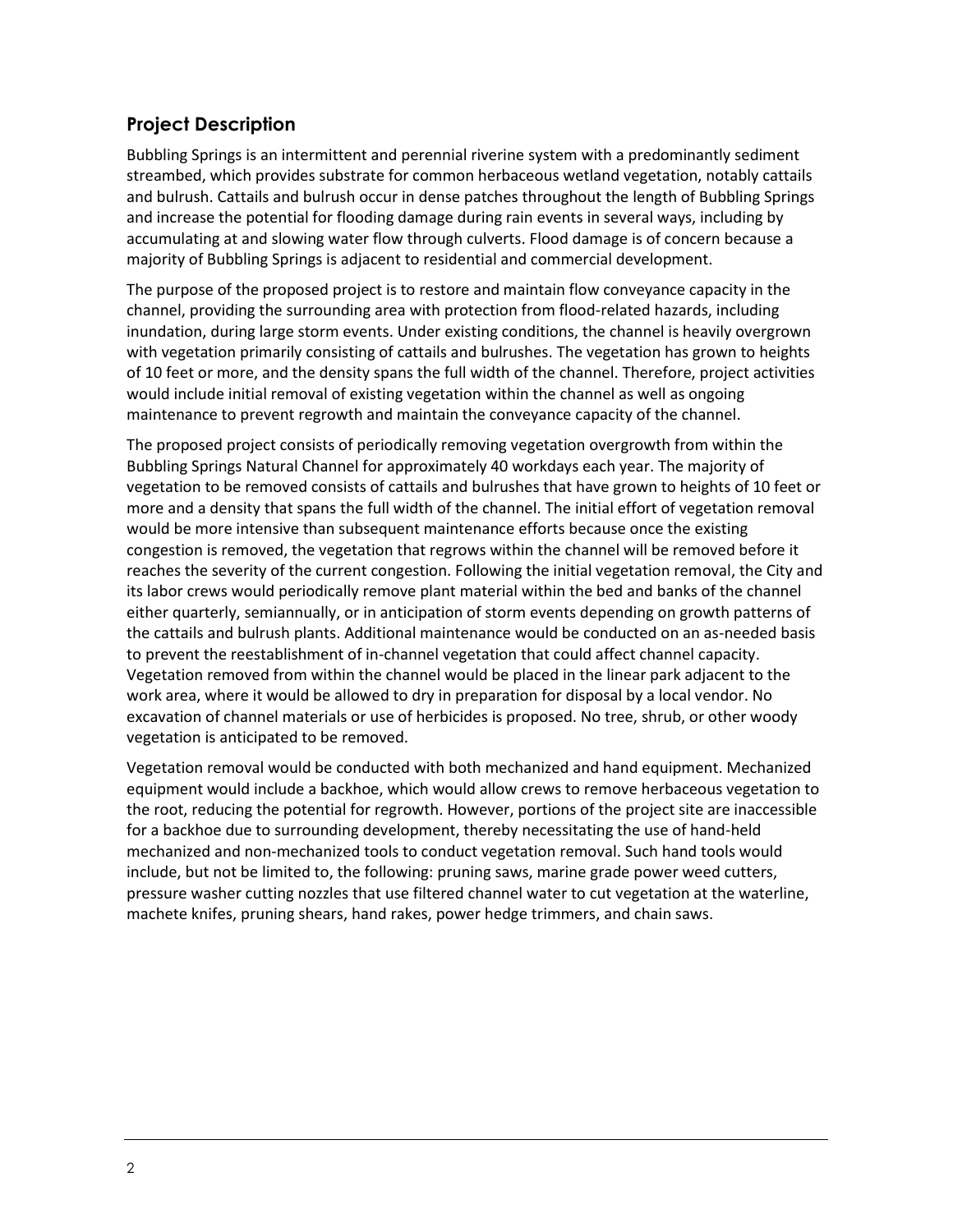## Project Description

Bubbling Springs is an intermittent and perennial riverine system with a predominantly sediment streambed, which provides substrate for common herbaceous wetland vegetation, notably cattails and bulrush. Cattails and bulrush occur in dense patches throughout the length of Bubbling Springs and increase the potential for flooding damage during rain events in several ways, including by accumulating at and slowing water flow through culverts. Flood damage is of concern because a majority of Bubbling Springs is adjacent to residential and commercial development.

The purpose of the proposed project is to restore and maintain flow conveyance capacity in the channel, providing the surrounding area with protection from flood-related hazards, including inundation, during large storm events. Under existing conditions, the channel is heavily overgrown with vegetation primarily consisting of cattails and bulrushes. The vegetation has grown to heights of 10 feet or more, and the density spans the full width of the channel. Therefore, project activities would include initial removal of existing vegetation within the channel as well as ongoing maintenance to prevent regrowth and maintain the conveyance capacity of the channel.

The proposed project consists of periodically removing vegetation overgrowth from within the Bubbling Springs Natural Channel for approximately 40 workdays each year. The majority of vegetation to be removed consists of cattails and bulrushes that have grown to heights of 10 feet or more and a density that spans the full width of the channel. The initial effort of vegetation removal would be more intensive than subsequent maintenance efforts because once the existing congestion is removed, the vegetation that regrows within the channel will be removed before it reaches the severity of the current congestion. Following the initial vegetation removal, the City and its labor crews would periodically remove plant material within the bed and banks of the channel either quarterly, semiannually, or in anticipation of storm events depending on growth patterns of the cattails and bulrush plants. Additional maintenance would be conducted on an as-needed basis to prevent the reestablishment of in-channel vegetation that could affect channel capacity. Vegetation removed from within the channel would be placed in the linear park adjacent to the work area, where it would be allowed to dry in preparation for disposal by a local vendor. No excavation of channel materials or use of herbicides is proposed. No tree, shrub, or other woody vegetation is anticipated to be removed.

Vegetation removal would be conducted with both mechanized and hand equipment. Mechanized equipment would include a backhoe, which would allow crews to remove herbaceous vegetation to the root, reducing the potential for regrowth. However, portions of the project site are inaccessible for a backhoe due to surrounding development, thereby necessitating the use of hand-held mechanized and non-mechanized tools to conduct vegetation removal. Such hand tools would include, but not be limited to, the following: pruning saws, marine grade power weed cutters, pressure washer cutting nozzles that use filtered channel water to cut vegetation at the waterline, machete knifes, pruning shears, hand rakes, power hedge trimmers, and chain saws.